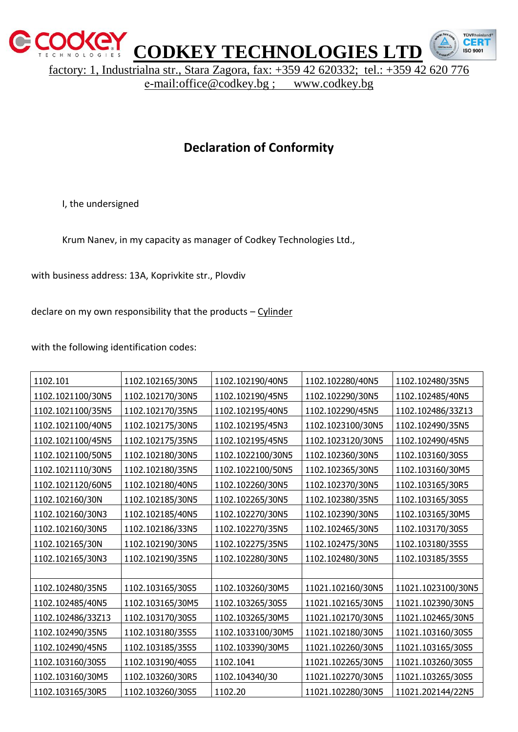# CODKEY TECHNOLOGIES LTD

factory: 1, Industrialna str., Stara Zagora, fax: +359 42 620332; tel.: +359 42 620 776
e-mail:office@codkey.bg ; www.codkey.bg

## Declaration of Conformity

I, the undersigned

Krum Nanev, in my capacity as manager of Codkey Technologies Ltd.,

with business address: 13A, Koprivkite str., Plovdiv

declare on my own responsibility that the products – Cylinder

with the following identification codes:

| | | | | |
|---|---|---|---|---|
| 1102.101 | 1102.102165/30N5 | 1102.102190/40N5 | 1102.102280/40N5 | 1102.102480/35N5 |
| 1102.1021100/30N5 | 1102.102170/30N5 | 1102.102190/45N5 | 1102.102290/30N5 | 1102.102485/40N5 |
| 1102.1021100/35N5 | 1102.102170/35N5 | 1102.102195/40N5 | 1102.102290/45N5 | 1102.102486/33Z13 |
| 1102.1021100/40N5 | 1102.102175/30N5 | 1102.102195/45N3 | 1102.1023100/30N5 | 1102.102490/35N5 |
| 1102.1021100/45N5 | 1102.102175/35N5 | 1102.102195/45N5 | 1102.1023120/30N5 | 1102.102490/45N5 |
| 1102.1021100/50N5 | 1102.102180/30N5 | 1102.1022100/30N5 | 1102.102360/30N5 | 1102.103160/30S5 |
| 1102.1021110/30N5 | 1102.102180/35N5 | 1102.1022100/50N5 | 1102.102365/30N5 | 1102.103160/30M5 |
| 1102.1021120/60N5 | 1102.102180/40N5 | 1102.102260/30N5 | 1102.102370/30N5 | 1102.103165/30R5 |
| 1102.102160/30N | 1102.102185/30N5 | 1102.102265/30N5 | 1102.102380/35N5 | 1102.103165/30S5 |
| 1102.102160/30N3 | 1102.102185/40N5 | 1102.102270/30N5 | 1102.102390/30N5 | 1102.103165/30M5 |
| 1102.102160/30N5 | 1102.102186/33N5 | 1102.102270/35N5 | 1102.102465/30N5 | 1102.103170/30S5 |
| 1102.102165/30N | 1102.102190/30N5 | 1102.102275/35N5 | 1102.102475/30N5 | 1102.103180/35S5 |
| 1102.102165/30N3 | 1102.102190/35N5 | 1102.102280/30N5 | 1102.102480/30N5 | 1102.103185/35S5 |
| | | | | |
| 1102.102480/35N5 | 1102.103165/30S5 | 1102.103260/30M5 | 11021.102160/30N5 | 11021.1023100/30N5 |
| 1102.102485/40N5 | 1102.103165/30M5 | 1102.103265/30S5 | 11021.102165/30N5 | 11021.102390/30N5 |
| 1102.102486/33Z13 | 1102.103170/30S5 | 1102.103265/30M5 | 11021.102170/30N5 | 11021.102465/30N5 |
| 1102.102490/35N5 | 1102.103180/35S5 | 1102.1033100/30M5 | 11021.102180/30N5 | 11021.103160/30S5 |
| 1102.102490/45N5 | 1102.103185/35S5 | 1102.103390/30M5 | 11021.102260/30N5 | 11021.103165/30S5 |
| 1102.103160/30S5 | 1102.103190/40S5 | 1102.1041 | 11021.102265/30N5 | 11021.103260/30S5 |
| 1102.103160/30M5 | 1102.103260/30R5 | 1102.104340/30 | 11021.102270/30N5 | 11021.103265/30S5 |
| 1102.103165/30R5 | 1102.103260/30S5 | 1102.20 | 11021.102280/30N5 | 11021.202144/22N5 |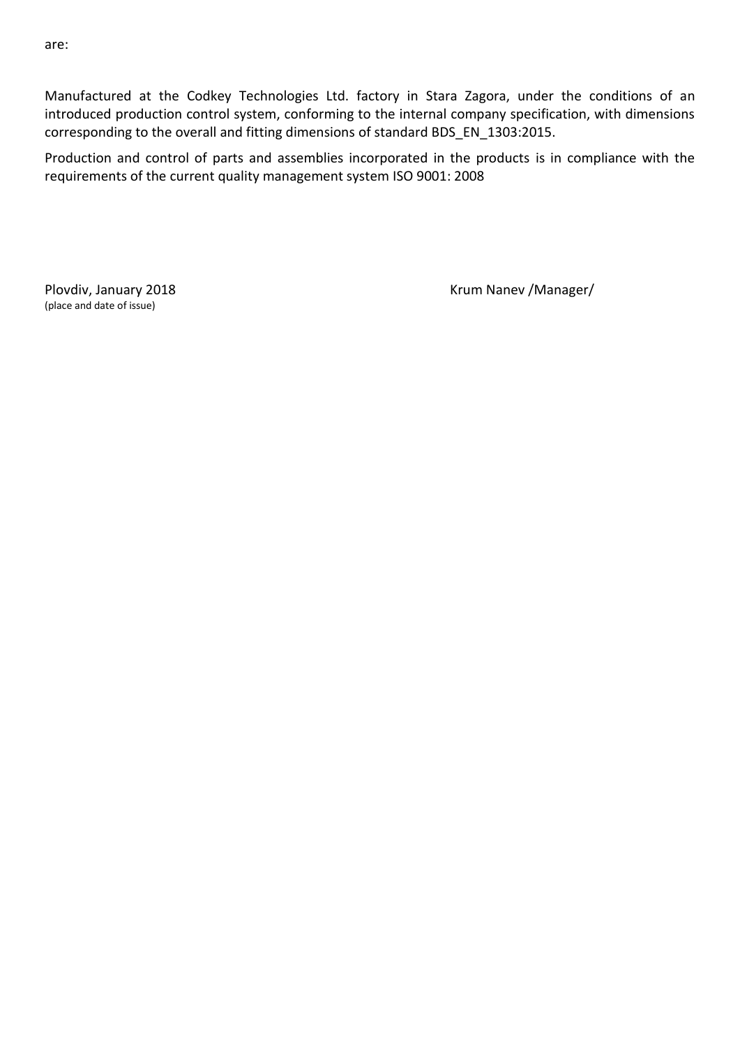are:

Manufactured at the Codkey Technologies Ltd. factory in Stara Zagora, under the conditions of an introduced production control system, conforming to the internal company specification, with dimensions corresponding to the overall and fitting dimensions of standard BDS_EN_1303:2015.

Production and control of parts and assemblies incorporated in the products is in compliance with the requirements of the current quality management system ISO 9001: 2008

Plovdiv, January 2018
(place and date of issue)

Krum Nanev /Manager/